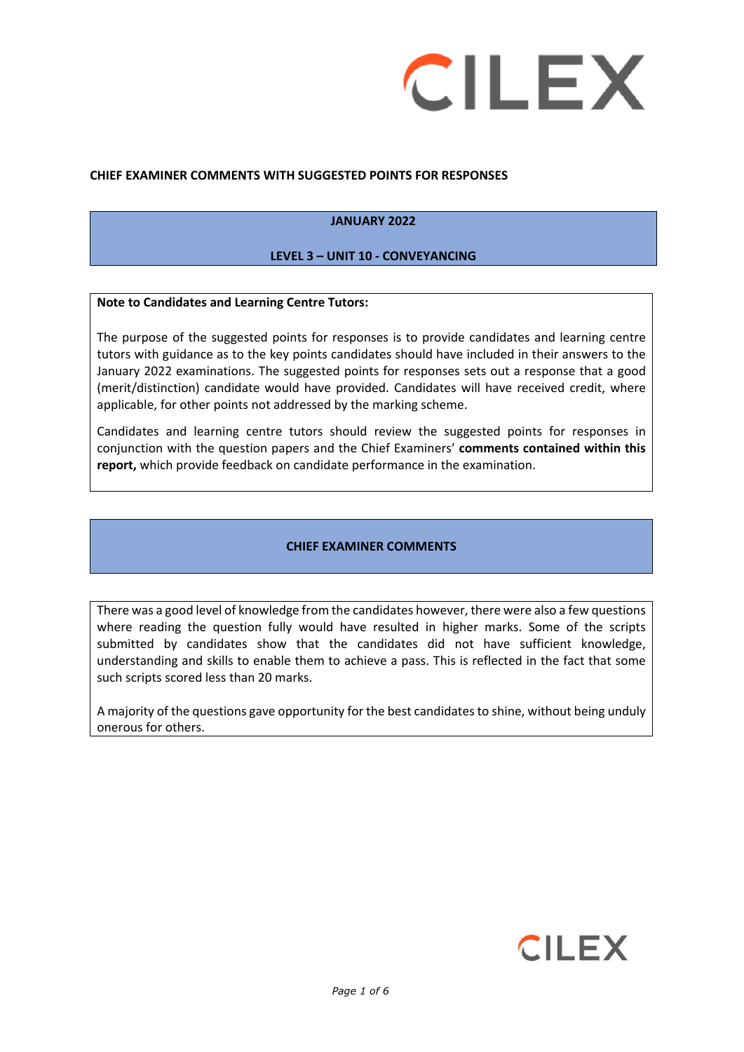**CHIEF EXAMINER COMMENTS WITH SUGGESTED POINTS FOR RESPONSES**

## JANUARY 2022

## LEVEL 3 – UNIT 10 - CONVEYANCING

**Note to Candidates and Learning Centre Tutors:**

The purpose of the suggested points for responses is to provide candidates and learning centre tutors with guidance as to the key points candidates should have included in their answers to the January 2022 examinations. The suggested points for responses sets out a response that a good (merit/distinction) candidate would have provided. Candidates will have received credit, where applicable, for other points not addressed by the marking scheme.

Candidates and learning centre tutors should review the suggested points for responses in conjunction with the question papers and the Chief Examiners' **comments contained within this report,** which provide feedback on candidate performance in the examination.

## CHIEF EXAMINER COMMENTS

There was a good level of knowledge from the candidates however, there were also a few questions where reading the question fully would have resulted in higher marks. Some of the scripts submitted by candidates show that the candidates did not have sufficient knowledge, understanding and skills to enable them to achieve a pass. This is reflected in the fact that some such scripts scored less than 20 marks.

A majority of the questions gave opportunity for the best candidates to shine, without being unduly onerous for others.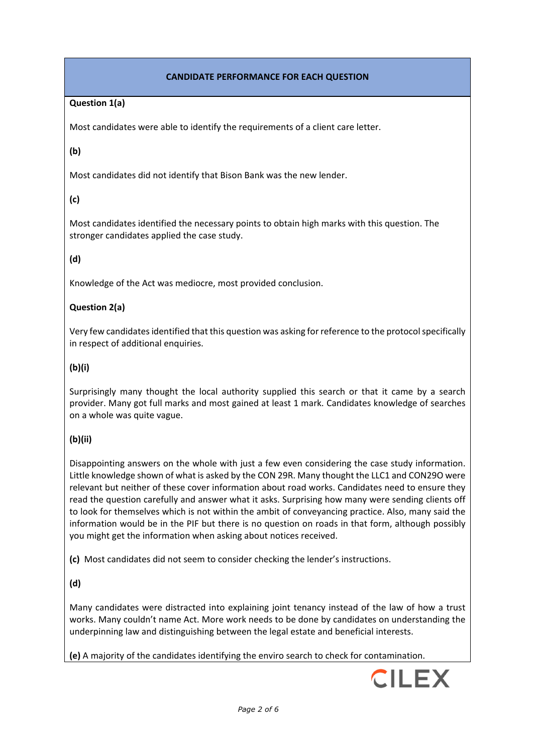## CANDIDATE PERFORMANCE FOR EACH QUESTION

**Question 1(a)**

Most candidates were able to identify the requirements of a client care letter.

**(b)**

Most candidates did not identify that Bison Bank was the new lender.

**(c)**

Most candidates identified the necessary points to obtain high marks with this question. The stronger candidates applied the case study.

**(d)**

Knowledge of the Act was mediocre, most provided conclusion.

**Question 2(a)**

Very few candidates identified that this question was asking for reference to the protocol specifically in respect of additional enquiries.

**(b)(i)**

Surprisingly many thought the local authority supplied this search or that it came by a search provider. Many got full marks and most gained at least 1 mark. Candidates knowledge of searches on a whole was quite vague.

**(b)(ii)**

Disappointing answers on the whole with just a few even considering the case study information. Little knowledge shown of what is asked by the CON 29R. Many thought the LLC1 and CON29O were relevant but neither of these cover information about road works. Candidates need to ensure they read the question carefully and answer what it asks. Surprising how many were sending clients off to look for themselves which is not within the ambit of conveyancing practice. Also, many said the information would be in the PIF but there is no question on roads in that form, although possibly you might get the information when asking about notices received.

**(c)** Most candidates did not seem to consider checking the lender's instructions.

**(d)**

Many candidates were distracted into explaining joint tenancy instead of the law of how a trust works. Many couldn't name Act. More work needs to be done by candidates on understanding the underpinning law and distinguishing between the legal estate and beneficial interests.

**(e)** A majority of the candidates identifying the enviro search to check for contamination.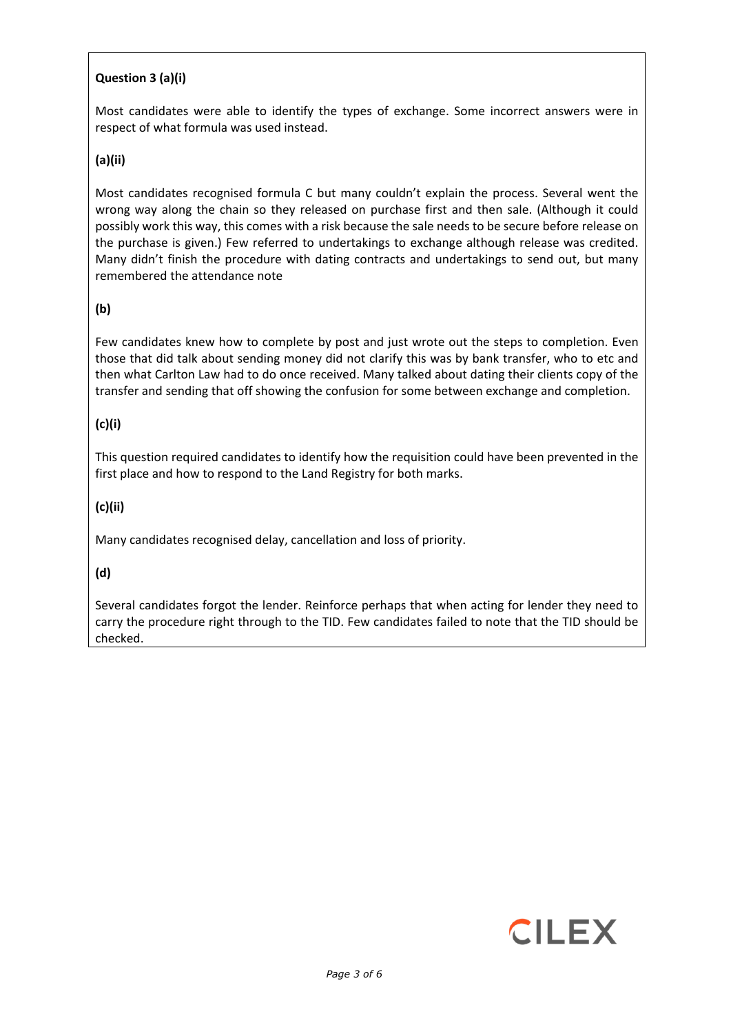**Question 3 (a)(i)**

Most candidates were able to identify the types of exchange. Some incorrect answers were in respect of what formula was used instead.

**(a)(ii)**

Most candidates recognised formula C but many couldn't explain the process. Several went the wrong way along the chain so they released on purchase first and then sale. (Although it could possibly work this way, this comes with a risk because the sale needs to be secure before release on the purchase is given.) Few referred to undertakings to exchange although release was credited. Many didn't finish the procedure with dating contracts and undertakings to send out, but many remembered the attendance note

**(b)**

Few candidates knew how to complete by post and just wrote out the steps to completion. Even those that did talk about sending money did not clarify this was by bank transfer, who to etc and then what Carlton Law had to do once received. Many talked about dating their clients copy of the transfer and sending that off showing the confusion for some between exchange and completion.

**(c)(i)**

This question required candidates to identify how the requisition could have been prevented in the first place and how to respond to the Land Registry for both marks.

**(c)(ii)**

Many candidates recognised delay, cancellation and loss of priority.

**(d)**

Several candidates forgot the lender. Reinforce perhaps that when acting for lender they need to carry the procedure right through to the TID. Few candidates failed to note that the TID should be checked.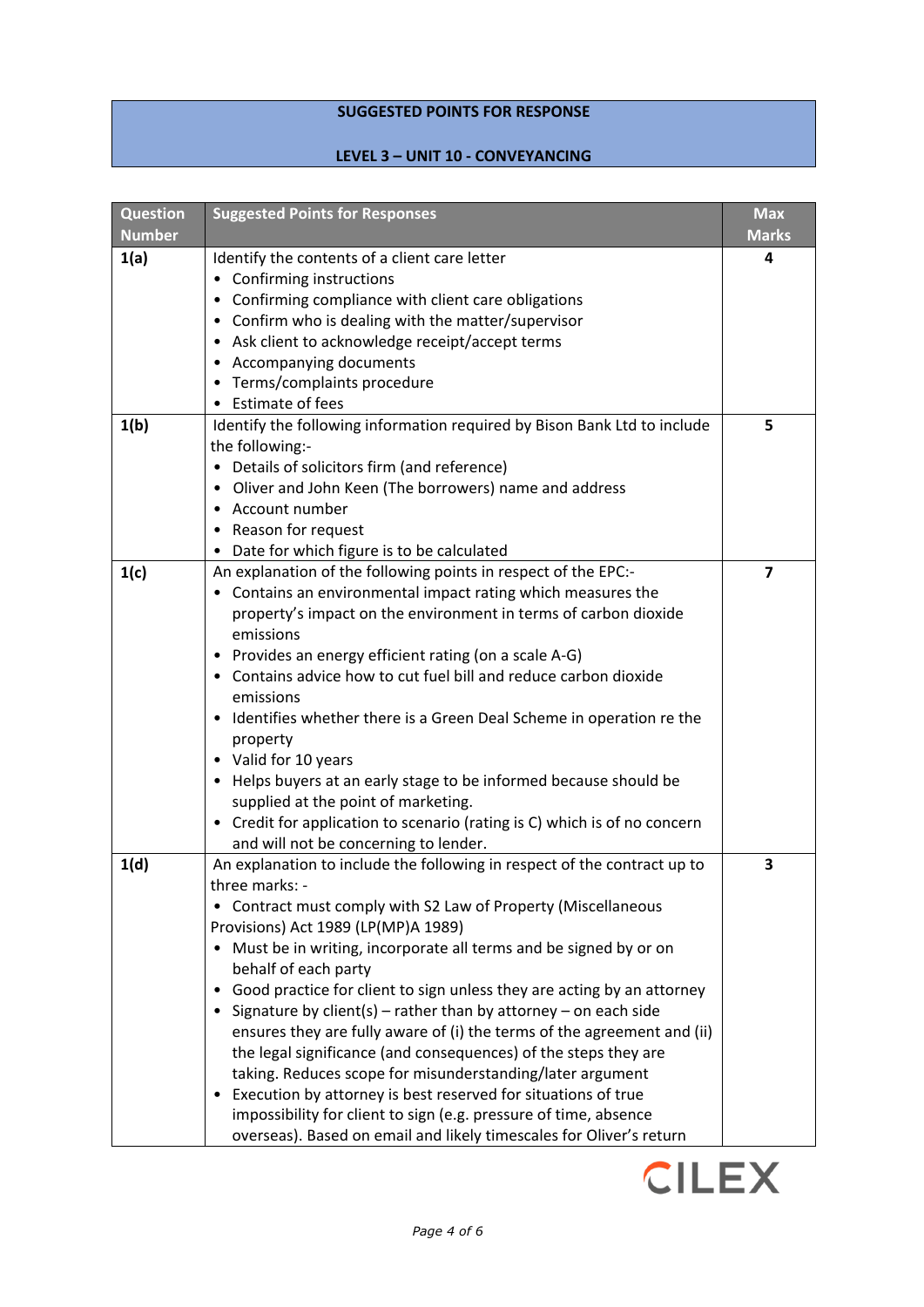**SUGGESTED POINTS FOR RESPONSE**

**LEVEL 3 – UNIT 10 - CONVEYANCING**

| Question Number | Suggested Points for Responses | Max Marks |
|---|---|---|
| **1(a)** | Identify the contents of a client care letter<br>• Confirming instructions<br>• Confirming compliance with client care obligations<br>• Confirm who is dealing with the matter/supervisor<br>• Ask client to acknowledge receipt/accept terms<br>• Accompanying documents<br>• Terms/complaints procedure<br>• Estimate of fees | **4** |
| **1(b)** | Identify the following information required by Bison Bank Ltd to include the following:-<br>• Details of solicitors firm (and reference)<br>• Oliver and John Keen (The borrowers) name and address<br>• Account number<br>• Reason for request<br>• Date for which figure is to be calculated | **5** |
| **1(c)** | An explanation of the following points in respect of the EPC:-<br>• Contains an environmental impact rating which measures the property's impact on the environment in terms of carbon dioxide emissions<br>• Provides an energy efficient rating (on a scale A-G)<br>• Contains advice how to cut fuel bill and reduce carbon dioxide emissions<br>• Identifies whether there is a Green Deal Scheme in operation re the property<br>• Valid for 10 years<br>• Helps buyers at an early stage to be informed because should be supplied at the point of marketing.<br>• Credit for application to scenario (rating is C) which is of no concern and will not be concerning to lender. | **7** |
| **1(d)** | An explanation to include the following in respect of the contract up to three marks: -<br>• Contract must comply with S2 Law of Property (Miscellaneous Provisions) Act 1989 (LP(MP)A 1989)<br>• Must be in writing, incorporate all terms and be signed by or on behalf of each party<br>• Good practice for client to sign unless they are acting by an attorney<br>• Signature by client(s) – rather than by attorney – on each side ensures they are fully aware of (i) the terms of the agreement and (ii) the legal significance (and consequences) of the steps they are taking. Reduces scope for misunderstanding/later argument<br>• Execution by attorney is best reserved for situations of true impossibility for client to sign (e.g. pressure of time, absence overseas). Based on email and likely timescales for Oliver's return | **3** |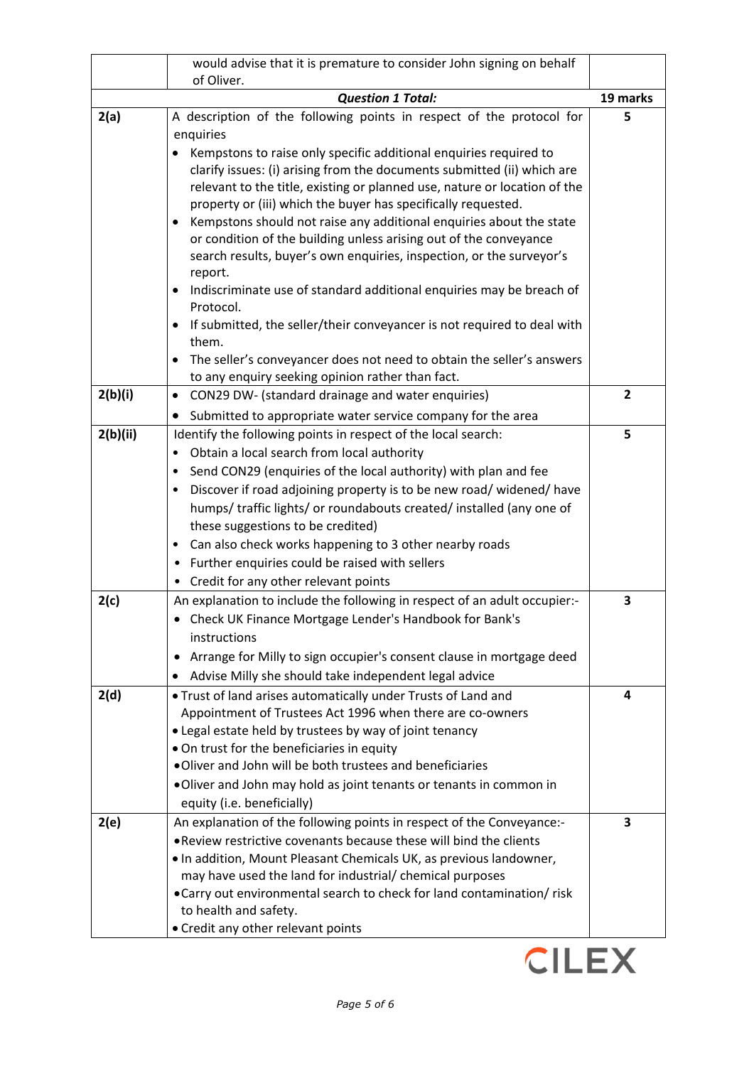| | | |
|---|---|---|
| | would advise that it is premature to consider John signing on behalf of Oliver. | |
| | ***Question 1 Total:*** | **19 marks** |
| **2(a)** | A description of the following points in respect of the protocol for enquiries<br>• Kempstons to raise only specific additional enquiries required to clarify issues: (i) arising from the documents submitted (ii) which are relevant to the title, existing or planned use, nature or location of the property or (iii) which the buyer has specifically requested.<br>• Kempstons should not raise any additional enquiries about the state or condition of the building unless arising out of the conveyance search results, buyer's own enquiries, inspection, or the surveyor's report.<br>• Indiscriminate use of standard additional enquiries may be breach of Protocol.<br>• If submitted, the seller/their conveyancer is not required to deal with them.<br>• The seller's conveyancer does not need to obtain the seller's answers to any enquiry seeking opinion rather than fact. | **5** |
| **2(b)(i)** | • CON29 DW- (standard drainage and water enquiries)<br>• Submitted to appropriate water service company for the area | **2** |
| **2(b)(ii)** | Identify the following points in respect of the local search:<br>• Obtain a local search from local authority<br>• Send CON29 (enquiries of the local authority) with plan and fee<br>• Discover if road adjoining property is to be new road/ widened/ have humps/ traffic lights/ or roundabouts created/ installed (any one of these suggestions to be credited)<br>• Can also check works happening to 3 other nearby roads<br>• Further enquiries could be raised with sellers<br>• Credit for any other relevant points | **5** |
| **2(c)** | An explanation to include the following in respect of an adult occupier:-<br>• Check UK Finance Mortgage Lender's Handbook for Bank's instructions<br>• Arrange for Milly to sign occupier's consent clause in mortgage deed<br>• Advise Milly she should take independent legal advice | **3** |
| **2(d)** | • Trust of land arises automatically under Trusts of Land and Appointment of Trustees Act 1996 when there are co-owners<br>• Legal estate held by trustees by way of joint tenancy<br>• On trust for the beneficiaries in equity<br>• Oliver and John will be both trustees and beneficiaries<br>• Oliver and John may hold as joint tenants or tenants in common in equity (i.e. beneficially) | **4** |
| **2(e)** | An explanation of the following points in respect of the Conveyance:-<br>• Review restrictive covenants because these will bind the clients<br>• In addition, Mount Pleasant Chemicals UK, as previous landowner, may have used the land for industrial/ chemical purposes<br>• Carry out environmental search to check for land contamination/ risk to health and safety.<br>• Credit any other relevant points | **3** |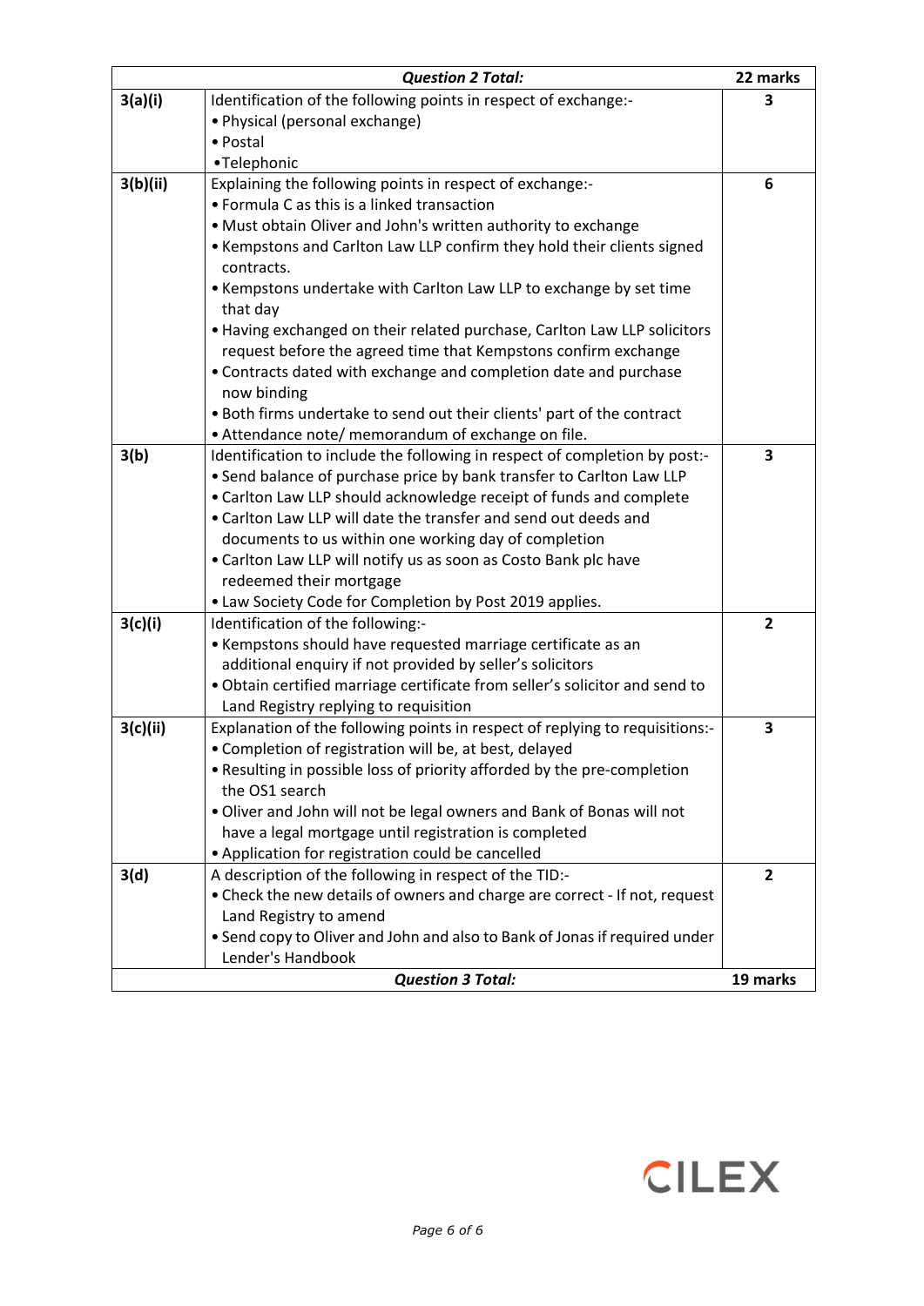| | | |
|---|---|---|
| | ***Question 2 Total:*** | **22 marks** |
| **3(a)(i)** | Identification of the following points in respect of exchange:-<br>• Physical (personal exchange)<br>• Postal<br>•Telephonic | **3** |
| **3(b)(ii)** | Explaining the following points in respect of exchange:-<br>• Formula C as this is a linked transaction<br>• Must obtain Oliver and John's written authority to exchange<br>• Kempstons and Carlton Law LLP confirm they hold their clients signed contracts.<br>• Kempstons undertake with Carlton Law LLP to exchange by set time that day<br>• Having exchanged on their related purchase, Carlton Law LLP solicitors request before the agreed time that Kempstons confirm exchange<br>• Contracts dated with exchange and completion date and purchase now binding<br>• Both firms undertake to send out their clients' part of the contract<br>• Attendance note/ memorandum of exchange on file. | **6** |
| **3(b)** | Identification to include the following in respect of completion by post:-<br>• Send balance of purchase price by bank transfer to Carlton Law LLP<br>• Carlton Law LLP should acknowledge receipt of funds and complete<br>• Carlton Law LLP will date the transfer and send out deeds and documents to us within one working day of completion<br>• Carlton Law LLP will notify us as soon as Costo Bank plc have redeemed their mortgage<br>• Law Society Code for Completion by Post 2019 applies. | **3** |
| **3(c)(i)** | Identification of the following:-<br>• Kempstons should have requested marriage certificate as an additional enquiry if not provided by seller's solicitors<br>• Obtain certified marriage certificate from seller's solicitor and send to Land Registry replying to requisition | **2** |
| **3(c)(ii)** | Explanation of the following points in respect of replying to requisitions:-<br>• Completion of registration will be, at best, delayed<br>• Resulting in possible loss of priority afforded by the pre-completion the OS1 search<br>• Oliver and John will not be legal owners and Bank of Bonas will not have a legal mortgage until registration is completed<br>• Application for registration could be cancelled | **3** |
| **3(d)** | A description of the following in respect of the TID:-<br>• Check the new details of owners and charge are correct - If not, request Land Registry to amend<br>• Send copy to Oliver and John and also to Bank of Jonas if required under Lender's Handbook | **2** |
| | ***Question 3 Total:*** | **19 marks** |